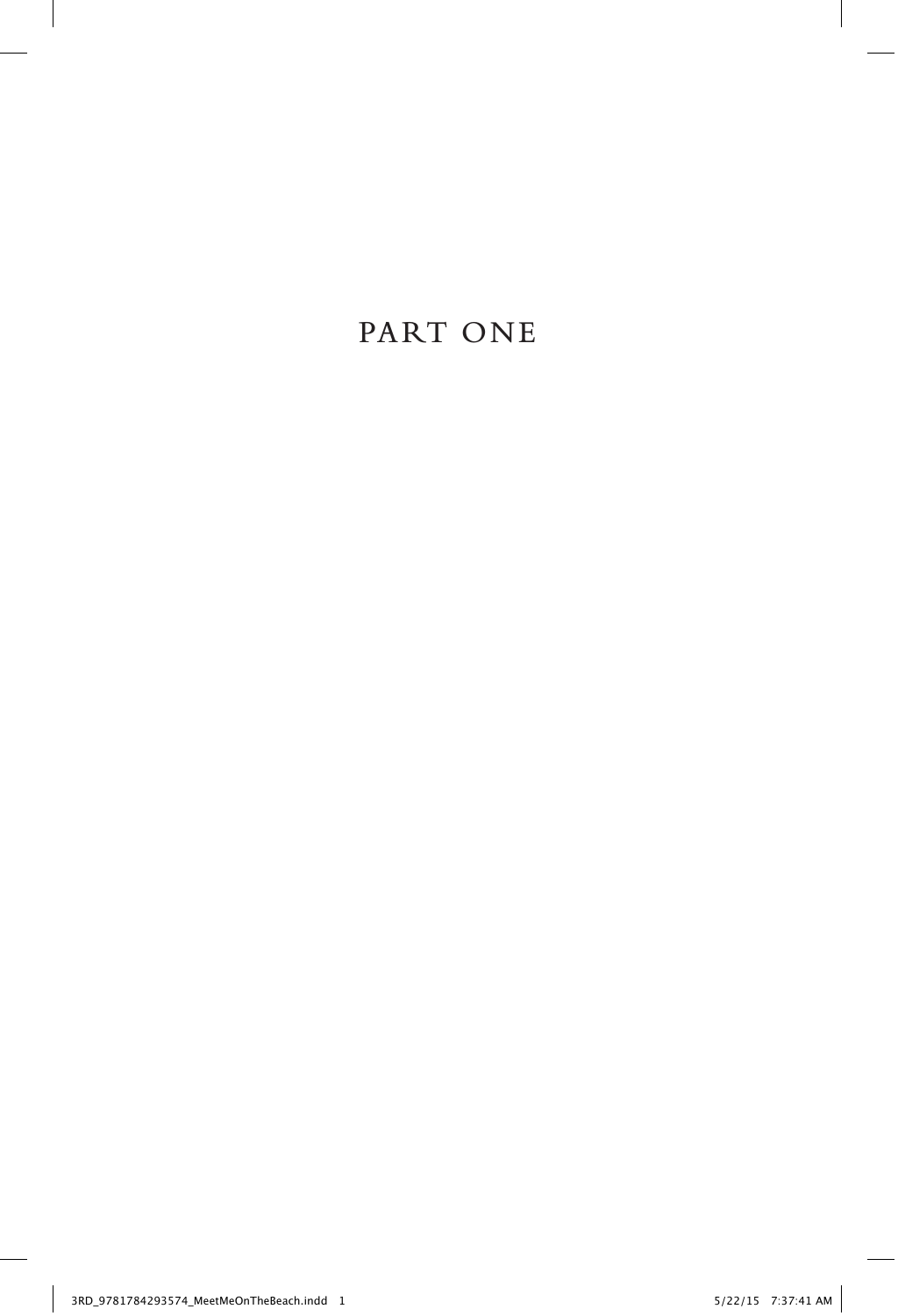# PART ONE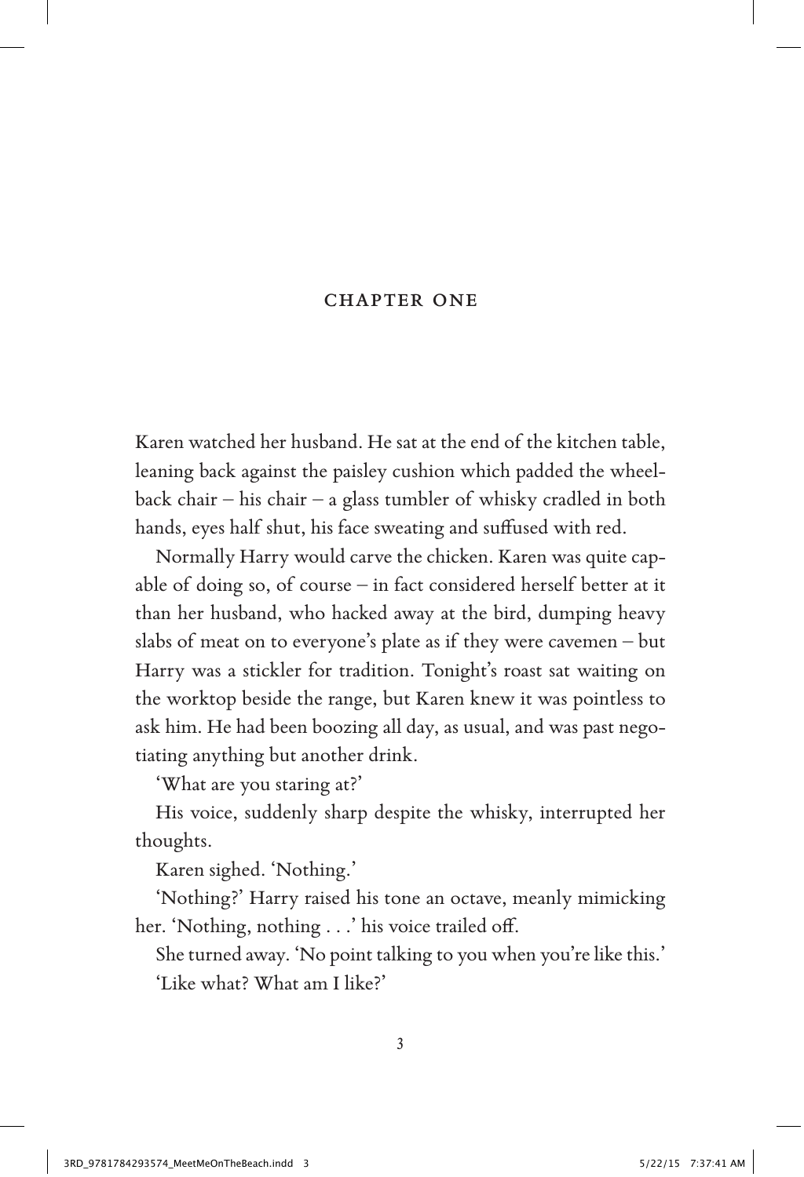# CHAPTER ONE

Karen watched her husband. He sat at the end of the kitchen table, leaning back against the paisley cushion which padded the wheelback chair – his chair – a glass tumbler of whisky cradled in both hands, eyes half shut, his face sweating and suffused with red.

Normally Harry would carve the chicken. Karen was quite capable of doing so, of course – in fact considered herself better at it than her husband, who hacked away at the bird, dumping heavy slabs of meat on to everyone's plate as if they were cavemen – but Harry was a stickler for tradition. Tonight's roast sat waiting on the worktop beside the range, but Karen knew it was pointless to ask him. He had been boozing all day, as usual, and was past negotiating anything but another drink.

'What are you staring at?'

His voice, suddenly sharp despite the whisky, interrupted her thoughts.

Karen sighed. 'Nothing.'

'Nothing?' Harry raised his tone an octave, meanly mimicking her. 'Nothing, nothing . . .' his voice trailed off.

She turned away. 'No point talking to you when you're like this.'

'Like what? What am I like?'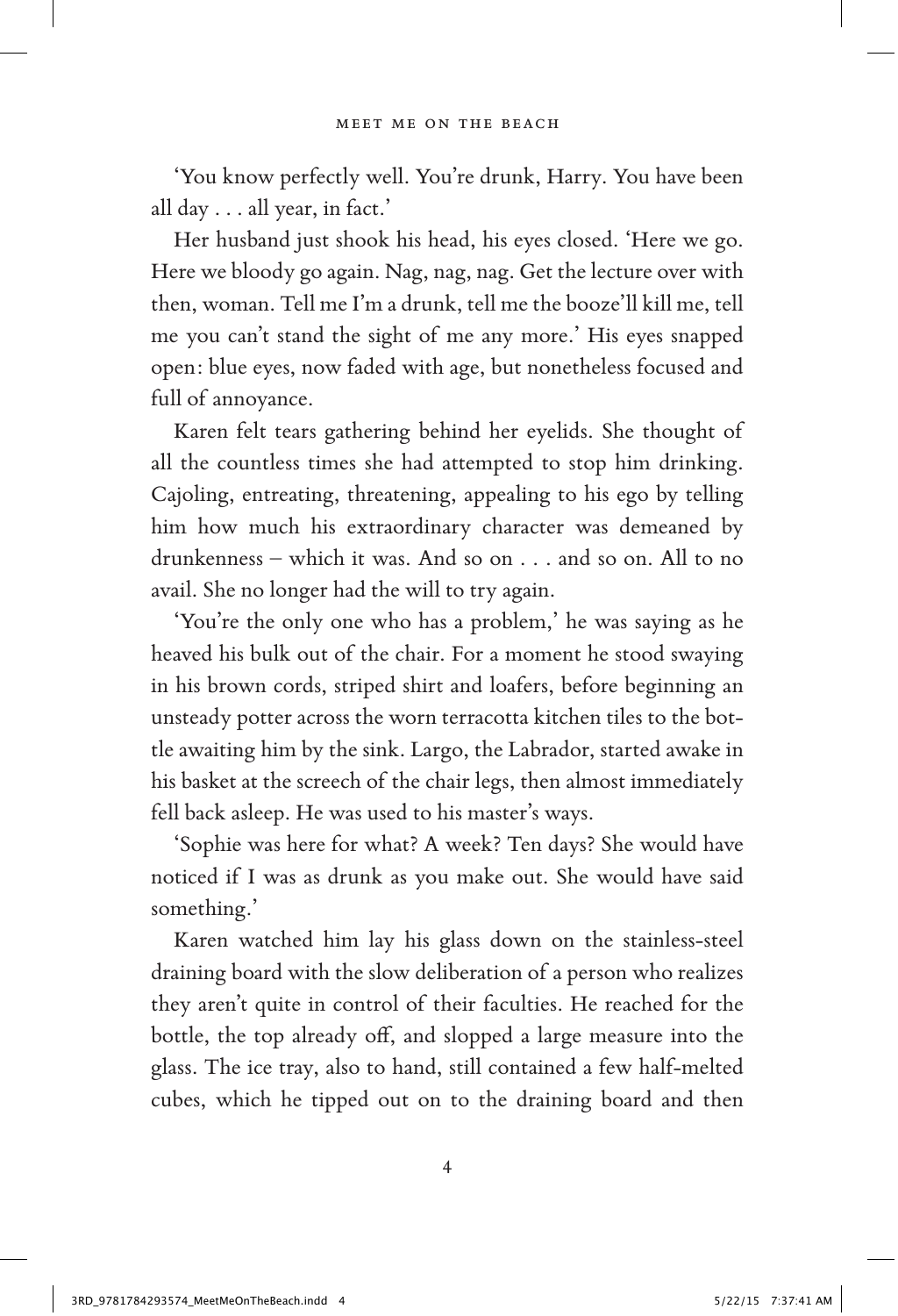'You know perfectly well. You're drunk, Harry. You have been all day . . . all year, in fact.'

Her husband just shook his head, his eyes closed. 'Here we go. Here we bloody go again. Nag, nag, nag. Get the lecture over with then, woman. Tell me I'm a drunk, tell me the booze'll kill me, tell me you can't stand the sight of me any more.' His eyes snapped open: blue eyes, now faded with age, but nonetheless focused and full of annoyance.

Karen felt tears gathering behind her eyelids. She thought of all the countless times she had attempted to stop him drinking. Cajoling, entreating, threatening, appealing to his ego by telling him how much his extraordinary character was demeaned by drunkenness – which it was. And so on . . . and so on. All to no avail. She no longer had the will to try again.

'You're the only one who has a problem,' he was saying as he heaved his bulk out of the chair. For a moment he stood swaying in his brown cords, striped shirt and loafers, before beginning an unsteady potter across the worn terracotta kitchen tiles to the bottle awaiting him by the sink. Largo, the Labrador, started awake in his basket at the screech of the chair legs, then almost immediately fell back asleep. He was used to his master's ways.

'Sophie was here for what? A week? Ten days? She would have noticed if I was as drunk as you make out. She would have said something.'

Karen watched him lay his glass down on the stainless-steel draining board with the slow deliberation of a person who realizes they aren't quite in control of their faculties. He reached for the bottle, the top already off, and slopped a large measure into the glass. The ice tray, also to hand, still contained a few half-melted cubes, which he tipped out on to the draining board and then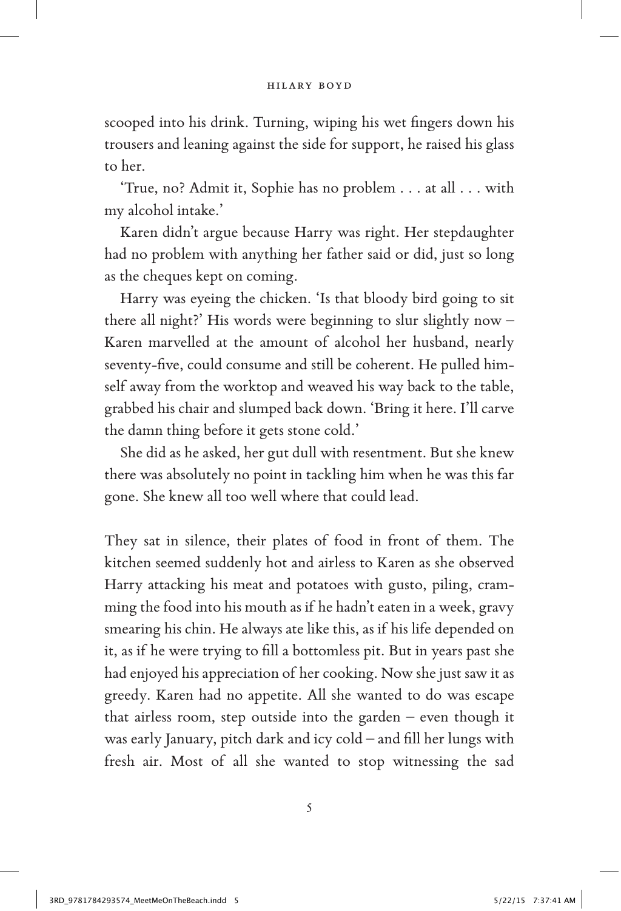scooped into his drink. Turning, wiping his wet fingers down his trousers and leaning against the side for support, he raised his glass to her.

'True, no? Admit it, Sophie has no problem . . . at all . . . with my alcohol intake.'

Karen didn't argue because Harry was right. Her stepdaughter had no problem with anything her father said or did, just so long as the cheques kept on coming.

Harry was eyeing the chicken. 'Is that bloody bird going to sit there all night?' His words were beginning to slur slightly now – Karen marvelled at the amount of alcohol her husband, nearly seventy-five, could consume and still be coherent. He pulled himself away from the worktop and weaved his way back to the table, grabbed his chair and slumped back down. 'Bring it here. I'll carve the damn thing before it gets stone cold.'

She did as he asked, her gut dull with resentment. But she knew there was absolutely no point in tackling him when he was this far gone. She knew all too well where that could lead.

They sat in silence, their plates of food in front of them. The kitchen seemed suddenly hot and airless to Karen as she observed Harry attacking his meat and potatoes with gusto, piling, cramming the food into his mouth as if he hadn't eaten in a week, gravy smearing his chin. He always ate like this, as if his life depended on it, as if he were trying to fill a bottomless pit. But in years past she had enjoyed his appreciation of her cooking. Now she just saw it as greedy. Karen had no appetite. All she wanted to do was escape that airless room, step outside into the garden – even though it was early January, pitch dark and icy cold – and fill her lungs with fresh air. Most of all she wanted to stop witnessing the sad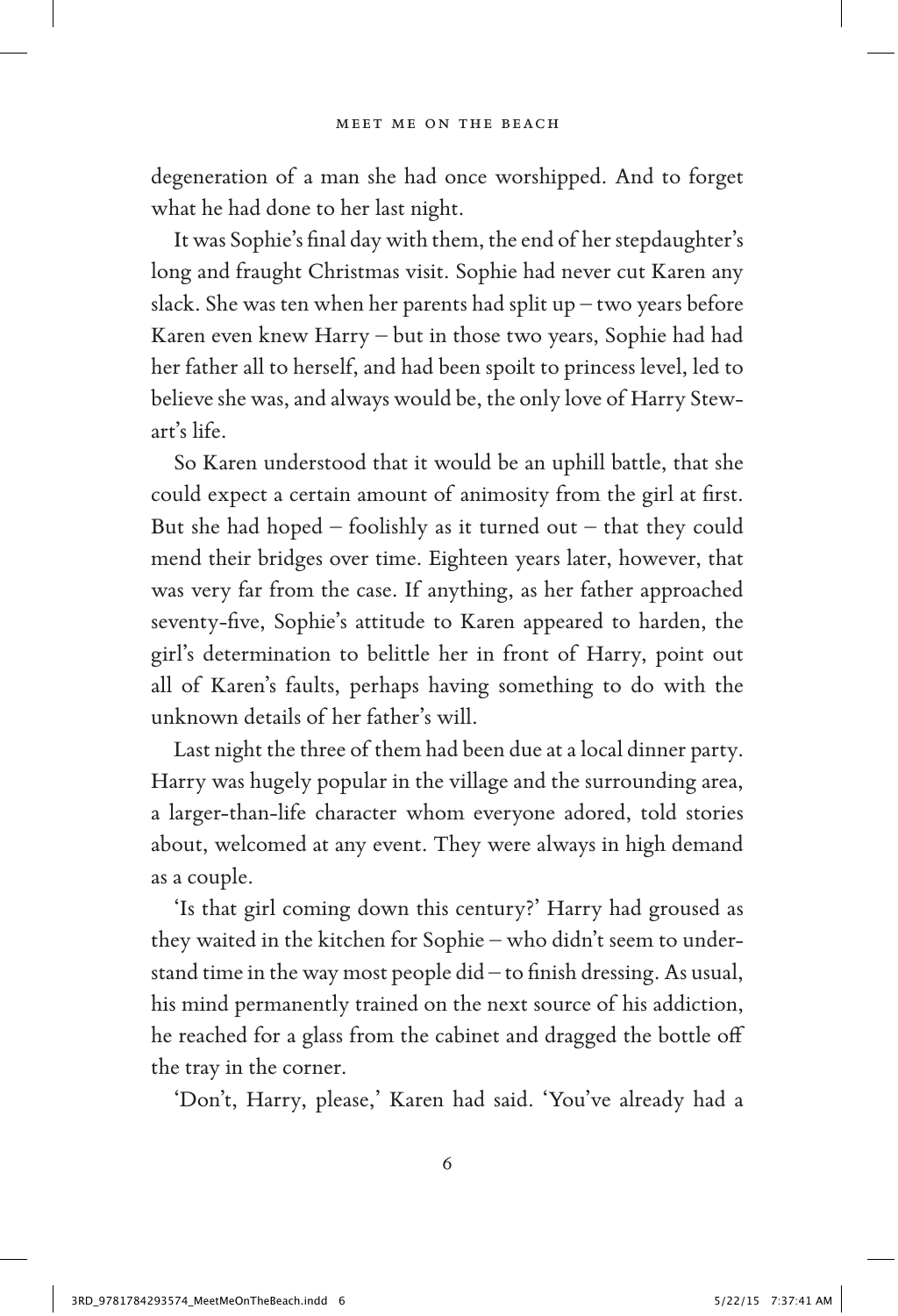degeneration of a man she had once worshipped. And to forget what he had done to her last night.

It was Sophie's final day with them, the end of her stepdaughter's long and fraught Christmas visit. Sophie had never cut Karen any slack. She was ten when her parents had split up – two years before Karen even knew Harry – but in those two years, Sophie had had her father all to herself, and had been spoilt to princess level, led to believe she was, and always would be, the only love of Harry Stewart's life.

So Karen understood that it would be an uphill battle, that she could expect a certain amount of animosity from the girl at first. But she had hoped – foolishly as it turned out – that they could mend their bridges over time. Eighteen years later, however, that was very far from the case. If anything, as her father approached seventy-five, Sophie's attitude to Karen appeared to harden, the girl's determination to belittle her in front of Harry, point out all of Karen's faults, perhaps having something to do with the unknown details of her father's will.

Last night the three of them had been due at a local dinner party. Harry was hugely popular in the village and the surrounding area, a larger-than-life character whom everyone adored, told stories about, welcomed at any event. They were always in high demand as a couple.

'Is that girl coming down this century?' Harry had groused as they waited in the kitchen for Sophie – who didn't seem to understand time in the way most people did – to finish dressing. As usual, his mind permanently trained on the next source of his addiction, he reached for a glass from the cabinet and dragged the bottle off the tray in the corner.

'Don't, Harry, please,' Karen had said. 'You've already had a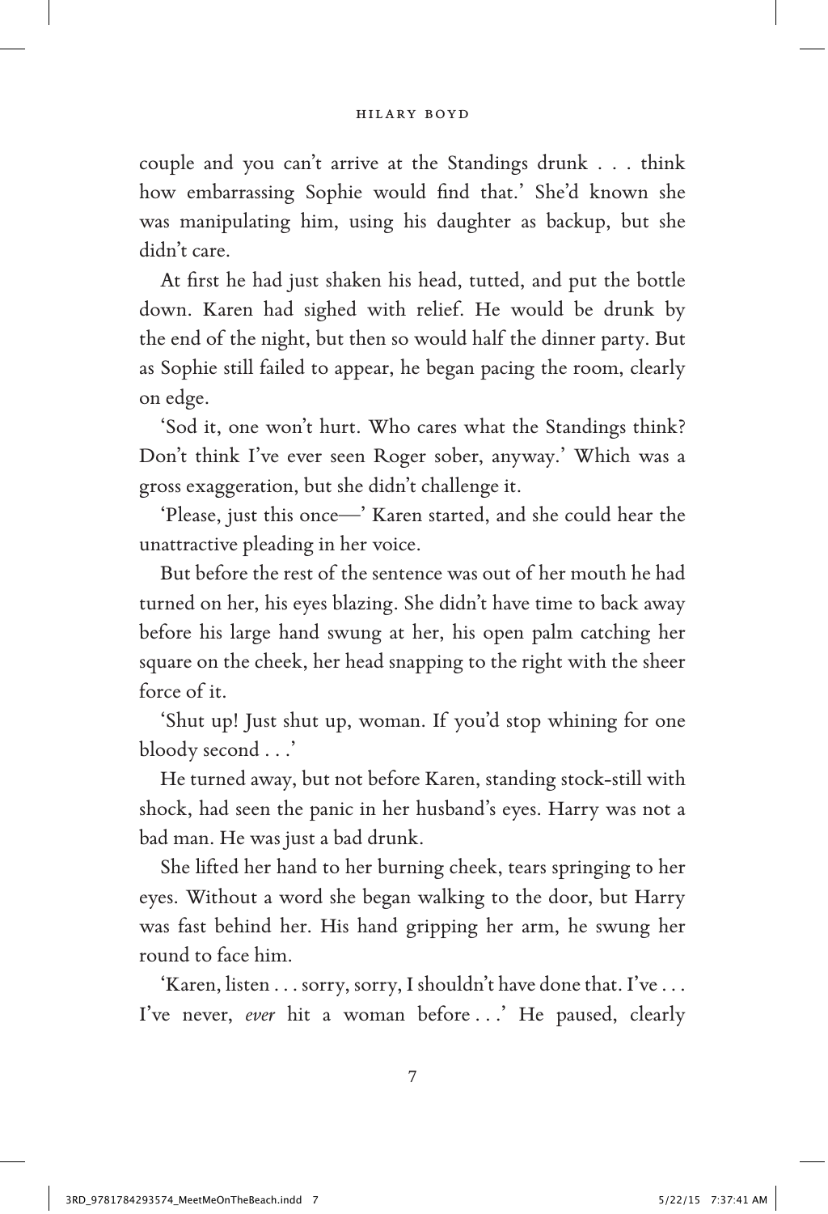couple and you can't arrive at the Standings drunk . . . think how embarrassing Sophie would find that.' She'd known she was manipulating him, using his daughter as backup, but she didn't care.

At first he had just shaken his head, tutted, and put the bottle down. Karen had sighed with relief. He would be drunk by the end of the night, but then so would half the dinner party. But as Sophie still failed to appear, he began pacing the room, clearly on edge.

'Sod it, one won't hurt. Who cares what the Standings think? Don't think I've ever seen Roger sober, anyway.' Which was a gross exaggeration, but she didn't challenge it.

'Please, just this once—' Karen started, and she could hear the unattractive pleading in her voice.

But before the rest of the sentence was out of her mouth he had turned on her, his eyes blazing. She didn't have time to back away before his large hand swung at her, his open palm catching her square on the cheek, her head snapping to the right with the sheer force of it.

'Shut up! Just shut up, woman. If you'd stop whining for one bloody second . . .'

He turned away, but not before Karen, standing stock-still with shock, had seen the panic in her husband's eyes. Harry was not a bad man. He was just a bad drunk.

She lifted her hand to her burning cheek, tears springing to her eyes. Without a word she began walking to the door, but Harry was fast behind her. His hand gripping her arm, he swung her round to face him.

'Karen, listen . . . sorry, sorry, I shouldn't have done that. I've . . . I've never, *ever* hit a woman before . . .' He paused, clearly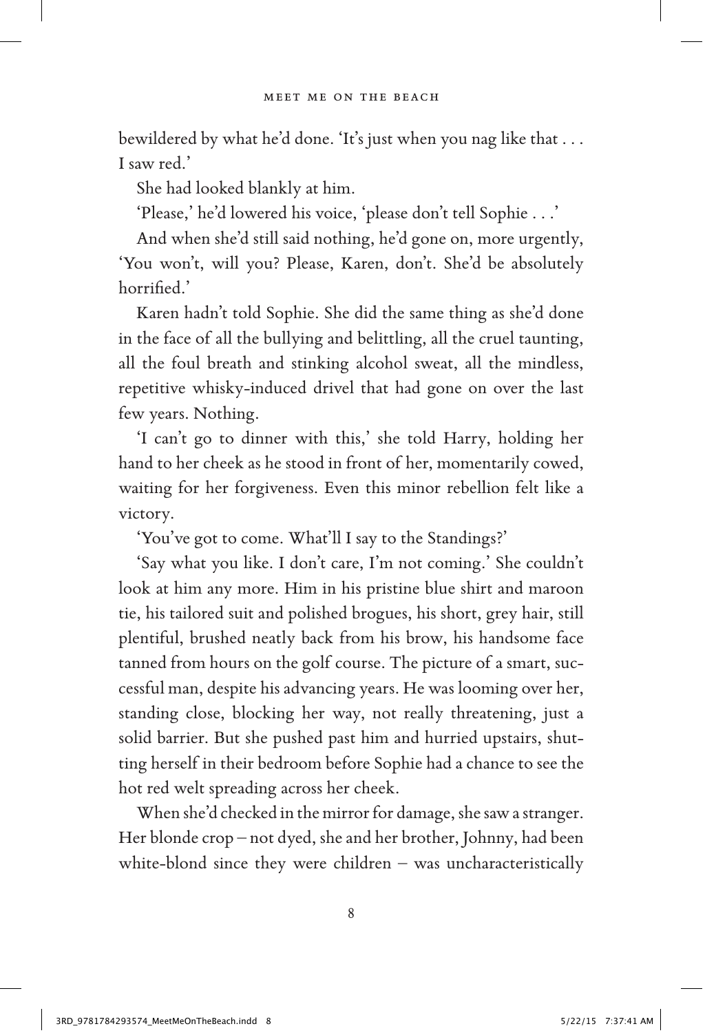bewildered by what he'd done. 'It's just when you nag like that . . . I saw red.'

She had looked blankly at him.

'Please,' he'd lowered his voice, 'please don't tell Sophie . . .'

And when she'd still said nothing, he'd gone on, more urgently, 'You won't, will you? Please, Karen, don't. She'd be absolutely horrified.'

Karen hadn't told Sophie. She did the same thing as she'd done in the face of all the bullying and belittling, all the cruel taunting, all the foul breath and stinking alcohol sweat, all the mindless, repetitive whisky-induced drivel that had gone on over the last few years. Nothing.

'I can't go to dinner with this,' she told Harry, holding her hand to her cheek as he stood in front of her, momentarily cowed, waiting for her forgiveness. Even this minor rebellion felt like a victory.

'You've got to come. What'll I say to the Standings?'

'Say what you like. I don't care, I'm not coming.' She couldn't look at him any more. Him in his pristine blue shirt and maroon tie, his tailored suit and polished brogues, his short, grey hair, still plentiful, brushed neatly back from his brow, his handsome face tanned from hours on the golf course. The picture of a smart, successful man, despite his advancing years. He was looming over her, standing close, blocking her way, not really threatening, just a solid barrier. But she pushed past him and hurried upstairs, shutting herself in their bedroom before Sophie had a chance to see the hot red welt spreading across her cheek.

When she'd checked in the mirror for damage, she saw a stranger. Her blonde crop – not dyed, she and her brother, Johnny, had been white-blond since they were children – was uncharacteristically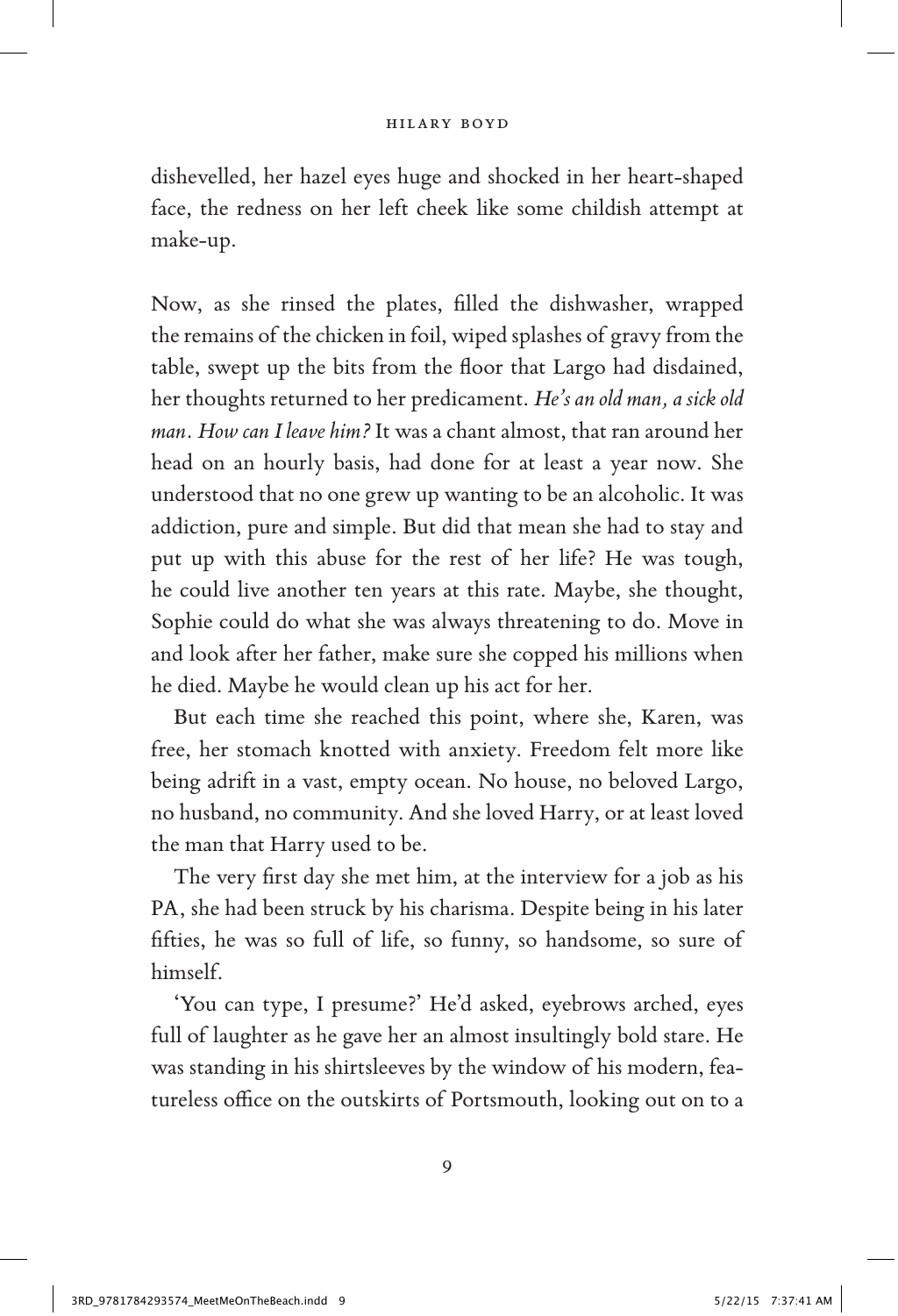dishevelled, her hazel eyes huge and shocked in her heart-shaped face, the redness on her left cheek like some childish attempt at make-up.

Now, as she rinsed the plates, filled the dishwasher, wrapped the remains of the chicken in foil, wiped splashes of gravy from the table, swept up the bits from the floor that Largo had disdained, her thoughts returned to her predicament. *He's an old man, a sick old man. How can I leave him?* It was a chant almost, that ran around her head on an hourly basis, had done for at least a year now. She understood that no one grew up wanting to be an alcoholic. It was addiction, pure and simple. But did that mean she had to stay and put up with this abuse for the rest of her life? He was tough, he could live another ten years at this rate. Maybe, she thought, Sophie could do what she was always threatening to do. Move in and look after her father, make sure she copped his millions when he died. Maybe he would clean up his act for her.

But each time she reached this point, where she, Karen, was free, her stomach knotted with anxiety. Freedom felt more like being adrift in a vast, empty ocean. No house, no beloved Largo, no husband, no community. And she loved Harry, or at least loved the man that Harry used to be.

The very first day she met him, at the interview for a job as his PA, she had been struck by his charisma. Despite being in his later fifties, he was so full of life, so funny, so handsome, so sure of himself.

'You can type, I presume?' He'd asked, eyebrows arched, eyes full of laughter as he gave her an almost insultingly bold stare. He was standing in his shirtsleeves by the window of his modern, featureless office on the outskirts of Portsmouth, looking out on to a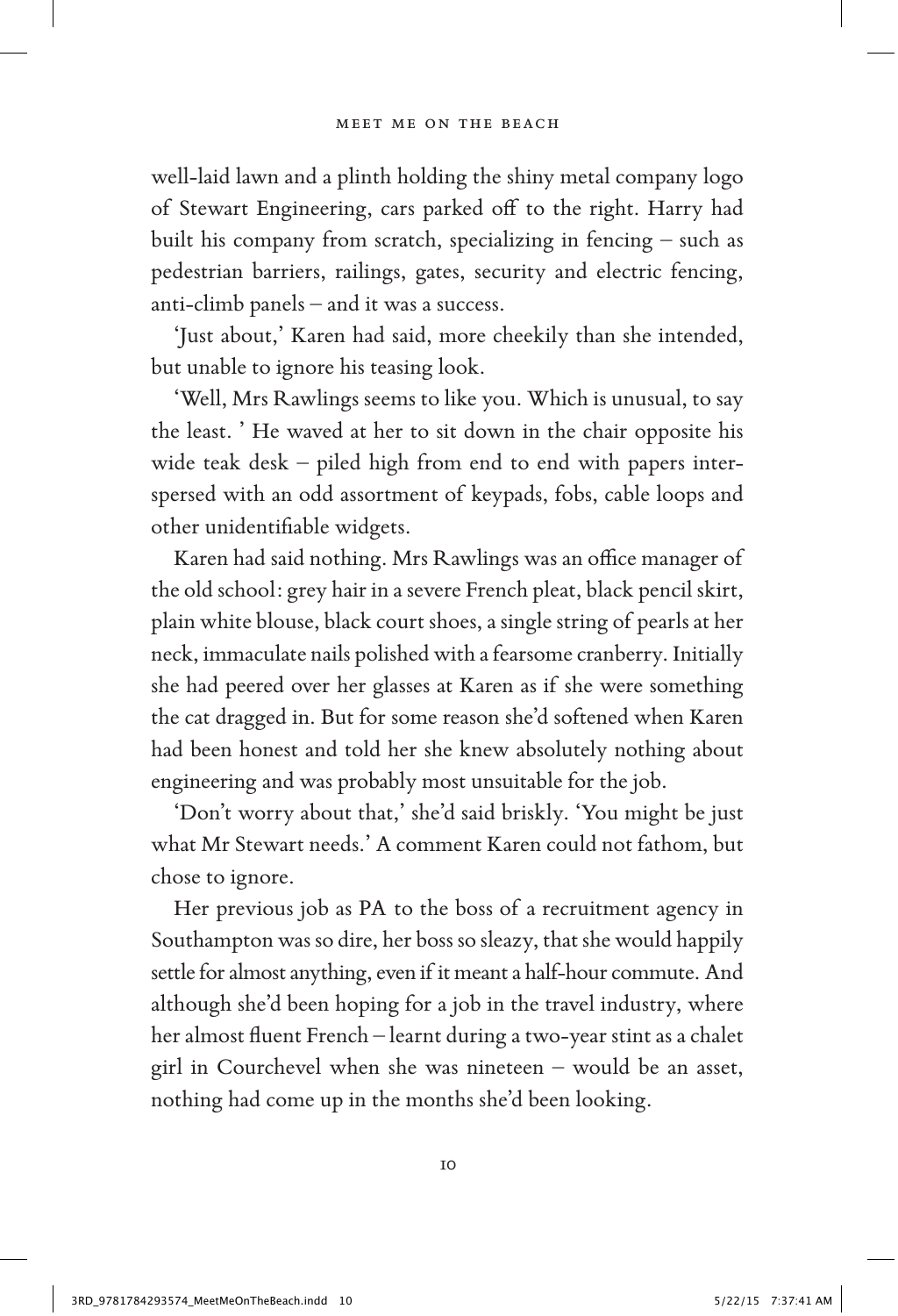well-laid lawn and a plinth holding the shiny metal company logo of Stewart Engineering, cars parked off to the right. Harry had built his company from scratch, specializing in fencing – such as pedestrian barriers, railings, gates, security and electric fencing, anti-climb panels – and it was a success.

'Just about,' Karen had said, more cheekily than she intended, but unable to ignore his teasing look.

'Well, Mrs Rawlings seems to like you. Which is unusual, to say the least. ' He waved at her to sit down in the chair opposite his wide teak desk – piled high from end to end with papers interspersed with an odd assortment of keypads, fobs, cable loops and other unidentifiable widgets.

Karen had said nothing. Mrs Rawlings was an office manager of the old school: grey hair in a severe French pleat, black pencil skirt, plain white blouse, black court shoes, a single string of pearls at her neck, immaculate nails polished with a fearsome cranberry. Initially she had peered over her glasses at Karen as if she were something the cat dragged in. But for some reason she'd softened when Karen had been honest and told her she knew absolutely nothing about engineering and was probably most unsuitable for the job.

'Don't worry about that,' she'd said briskly. 'You might be just what Mr Stewart needs.' A comment Karen could not fathom, but chose to ignore.

Her previous job as PA to the boss of a recruitment agency in Southampton was so dire, her boss so sleazy, that she would happily settle for almost anything, even if it meant a half-hour commute. And although she'd been hoping for a job in the travel industry, where her almost fluent French – learnt during a two-year stint as a chalet girl in Courchevel when she was nineteen – would be an asset, nothing had come up in the months she'd been looking.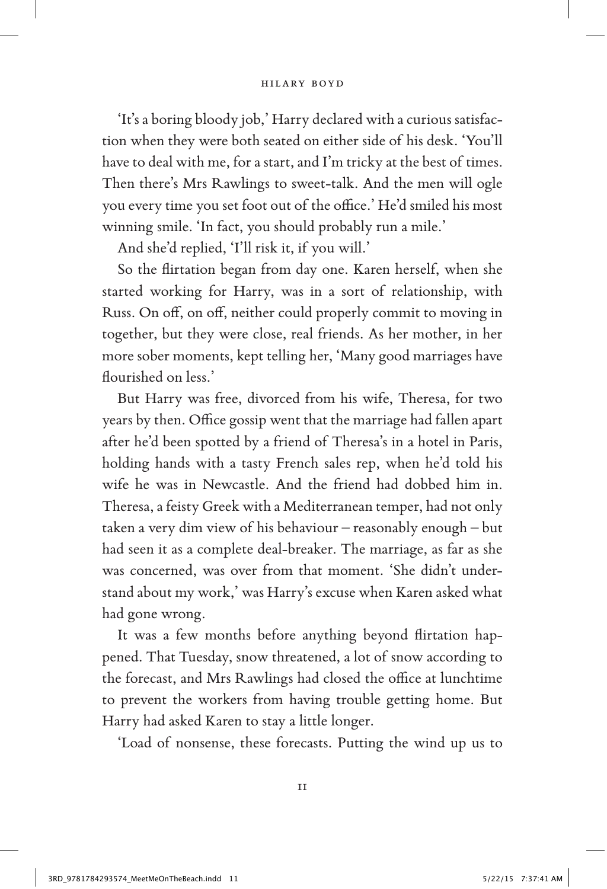'It's a boring bloody job,' Harry declared with a curious satisfaction when they were both seated on either side of his desk. 'You'll have to deal with me, for a start, and I'm tricky at the best of times. Then there's Mrs Rawlings to sweet-talk. And the men will ogle you every time you set foot out of the office.' He'd smiled his most winning smile. 'In fact, you should probably run a mile.'

And she'd replied, 'I'll risk it, if you will.'

So the flirtation began from day one. Karen herself, when she started working for Harry, was in a sort of relationship, with Russ. On off, on off, neither could properly commit to moving in together, but they were close, real friends. As her mother, in her more sober moments, kept telling her, 'Many good marriages have flourished on less.'

But Harry was free, divorced from his wife, Theresa, for two years by then. Office gossip went that the marriage had fallen apart after he'd been spotted by a friend of Theresa's in a hotel in Paris, holding hands with a tasty French sales rep, when he'd told his wife he was in Newcastle. And the friend had dobbed him in. Theresa, a feisty Greek with a Mediterranean temper, had not only taken a very dim view of his behaviour – reasonably enough – but had seen it as a complete deal-breaker. The marriage, as far as she was concerned, was over from that moment. 'She didn't understand about my work,' was Harry's excuse when Karen asked what had gone wrong.

It was a few months before anything beyond flirtation happened. That Tuesday, snow threatened, a lot of snow according to the forecast, and Mrs Rawlings had closed the office at lunchtime to prevent the workers from having trouble getting home. But Harry had asked Karen to stay a little longer.

'Load of nonsense, these forecasts. Putting the wind up us to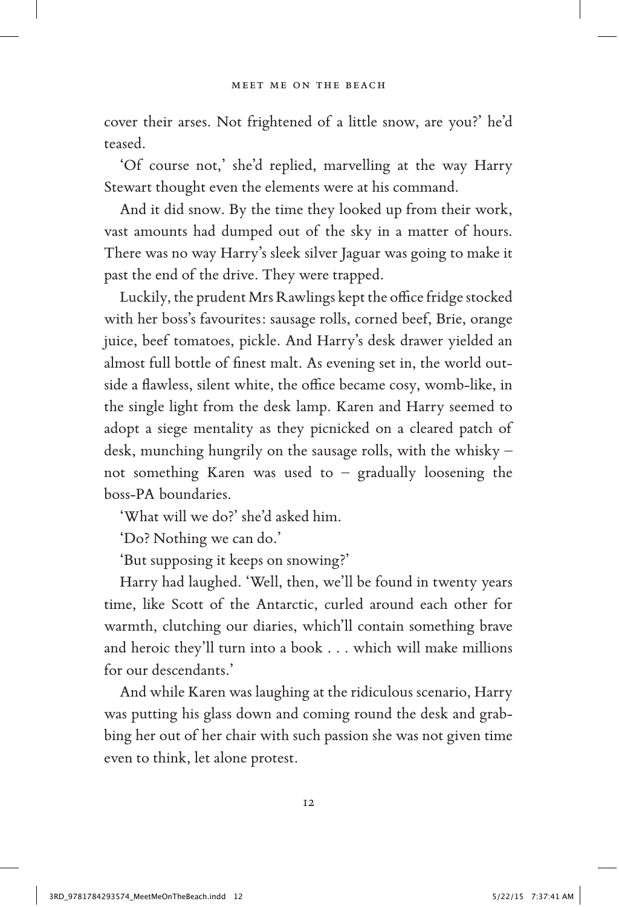cover their arses. Not frightened of a little snow, are you?' he'd teased.

'Of course not,' she'd replied, marvelling at the way Harry Stewart thought even the elements were at his command.

And it did snow. By the time they looked up from their work, vast amounts had dumped out of the sky in a matter of hours. There was no way Harry's sleek silver Jaguar was going to make it past the end of the drive. They were trapped.

Luckily, the prudent Mrs Rawlings kept the office fridge stocked with her boss's favourites: sausage rolls, corned beef, Brie, orange juice, beef tomatoes, pickle. And Harry's desk drawer yielded an almost full bottle of finest malt. As evening set in, the world outside a flawless, silent white, the office became cosy, womb-like, in the single light from the desk lamp. Karen and Harry seemed to adopt a siege mentality as they picnicked on a cleared patch of desk, munching hungrily on the sausage rolls, with the whisky – not something Karen was used to – gradually loosening the boss-PA boundaries.

'What will we do?' she'd asked him.

'Do? Nothing we can do.'

'But supposing it keeps on snowing?'

Harry had laughed. 'Well, then, we'll be found in twenty years time, like Scott of the Antarctic, curled around each other for warmth, clutching our diaries, which'll contain something brave and heroic they'll turn into a book . . . which will make millions for our descendants.'

And while Karen was laughing at the ridiculous scenario, Harry was putting his glass down and coming round the desk and grabbing her out of her chair with such passion she was not given time even to think, let alone protest.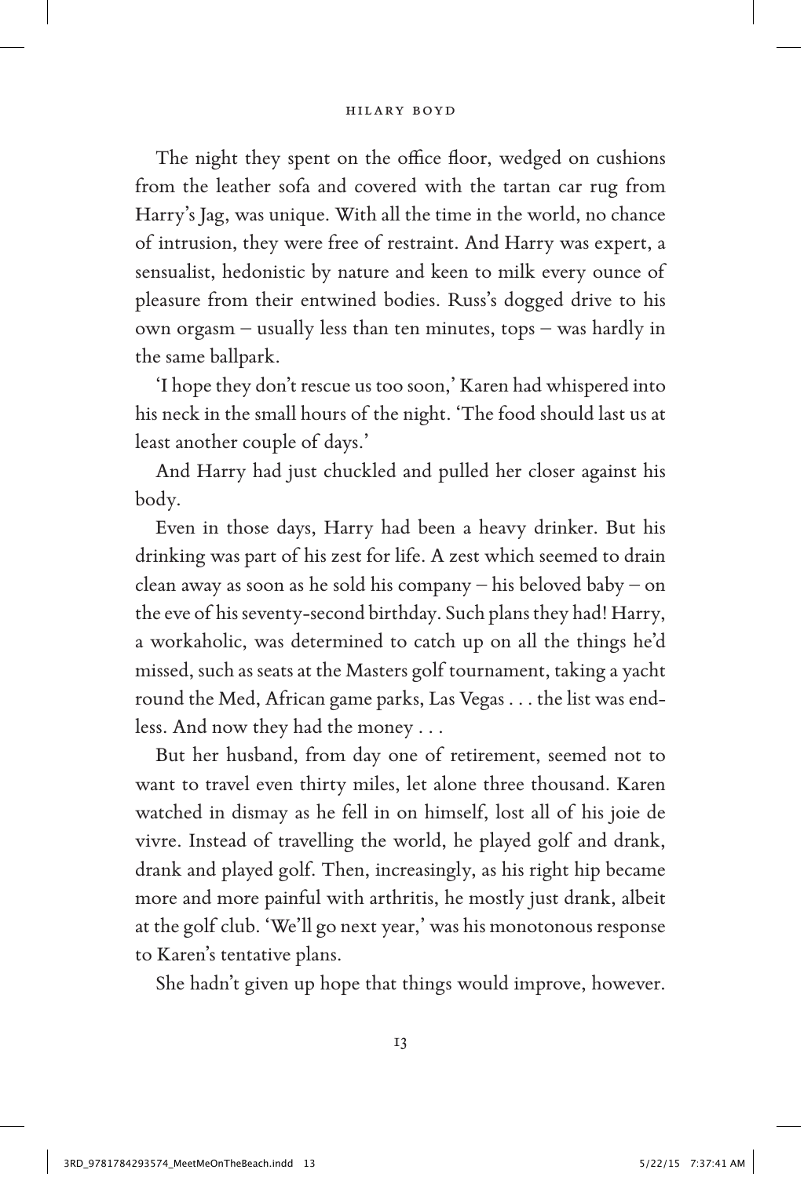The night they spent on the office floor, wedged on cushions from the leather sofa and covered with the tartan car rug from Harry's Jag, was unique. With all the time in the world, no chance of intrusion, they were free of restraint. And Harry was expert, a sensualist, hedonistic by nature and keen to milk every ounce of pleasure from their entwined bodies. Russ's dogged drive to his own orgasm – usually less than ten minutes, tops – was hardly in the same ballpark.

'I hope they don't rescue us too soon,' Karen had whispered into his neck in the small hours of the night. 'The food should last us at least another couple of days.'

And Harry had just chuckled and pulled her closer against his body.

Even in those days, Harry had been a heavy drinker. But his drinking was part of his zest for life. A zest which seemed to drain clean away as soon as he sold his company – his beloved baby – on the eve of his seventy-second birthday. Such plans they had! Harry, a workaholic, was determined to catch up on all the things he'd missed, such as seats at the Masters golf tournament, taking a yacht round the Med, African game parks, Las Vegas . . . the list was endless. And now they had the money . . .

But her husband, from day one of retirement, seemed not to want to travel even thirty miles, let alone three thousand. Karen watched in dismay as he fell in on himself, lost all of his joie de vivre. Instead of travelling the world, he played golf and drank, drank and played golf. Then, increasingly, as his right hip became more and more painful with arthritis, he mostly just drank, albeit at the golf club. 'We'll go next year,' was his monotonous response to Karen's tentative plans.

She hadn't given up hope that things would improve, however.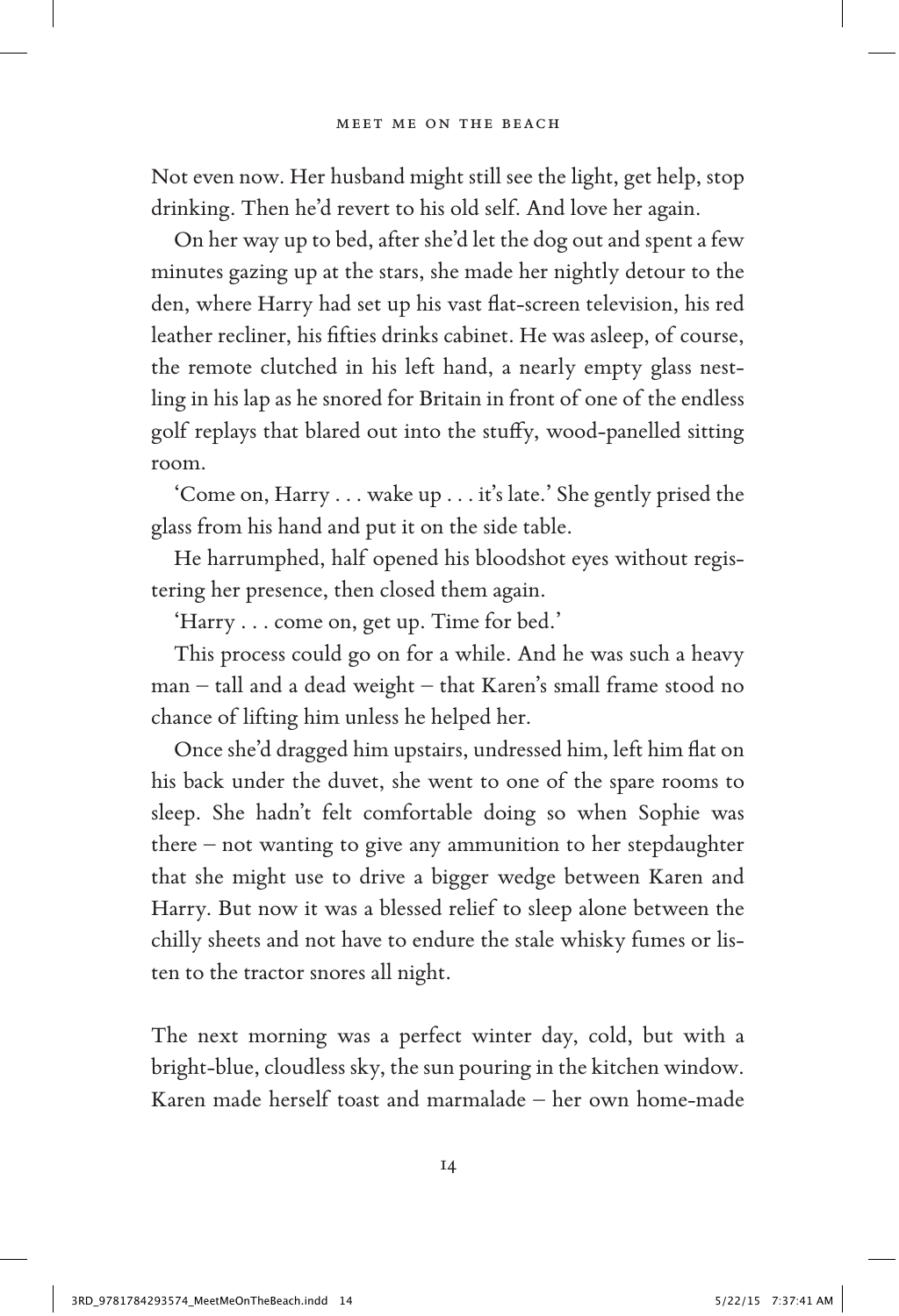Not even now. Her husband might still see the light, get help, stop drinking. Then he'd revert to his old self. And love her again.

On her way up to bed, after she'd let the dog out and spent a few minutes gazing up at the stars, she made her nightly detour to the den, where Harry had set up his vast flat-screen television, his red leather recliner, his fifties drinks cabinet. He was asleep, of course, the remote clutched in his left hand, a nearly empty glass nestling in his lap as he snored for Britain in front of one of the endless golf replays that blared out into the stuffy, wood-panelled sitting room.

'Come on, Harry . . . wake up . . . it's late.' She gently prised the glass from his hand and put it on the side table.

He harrumphed, half opened his bloodshot eyes without registering her presence, then closed them again.

'Harry . . . come on, get up. Time for bed.'

This process could go on for a while. And he was such a heavy man – tall and a dead weight – that Karen's small frame stood no chance of lifting him unless he helped her.

Once she'd dragged him upstairs, undressed him, left him flat on his back under the duvet, she went to one of the spare rooms to sleep. She hadn't felt comfortable doing so when Sophie was there – not wanting to give any ammunition to her stepdaughter that she might use to drive a bigger wedge between Karen and Harry. But now it was a blessed relief to sleep alone between the chilly sheets and not have to endure the stale whisky fumes or listen to the tractor snores all night.

The next morning was a perfect winter day, cold, but with a bright-blue, cloudless sky, the sun pouring in the kitchen window. Karen made herself toast and marmalade – her own home-made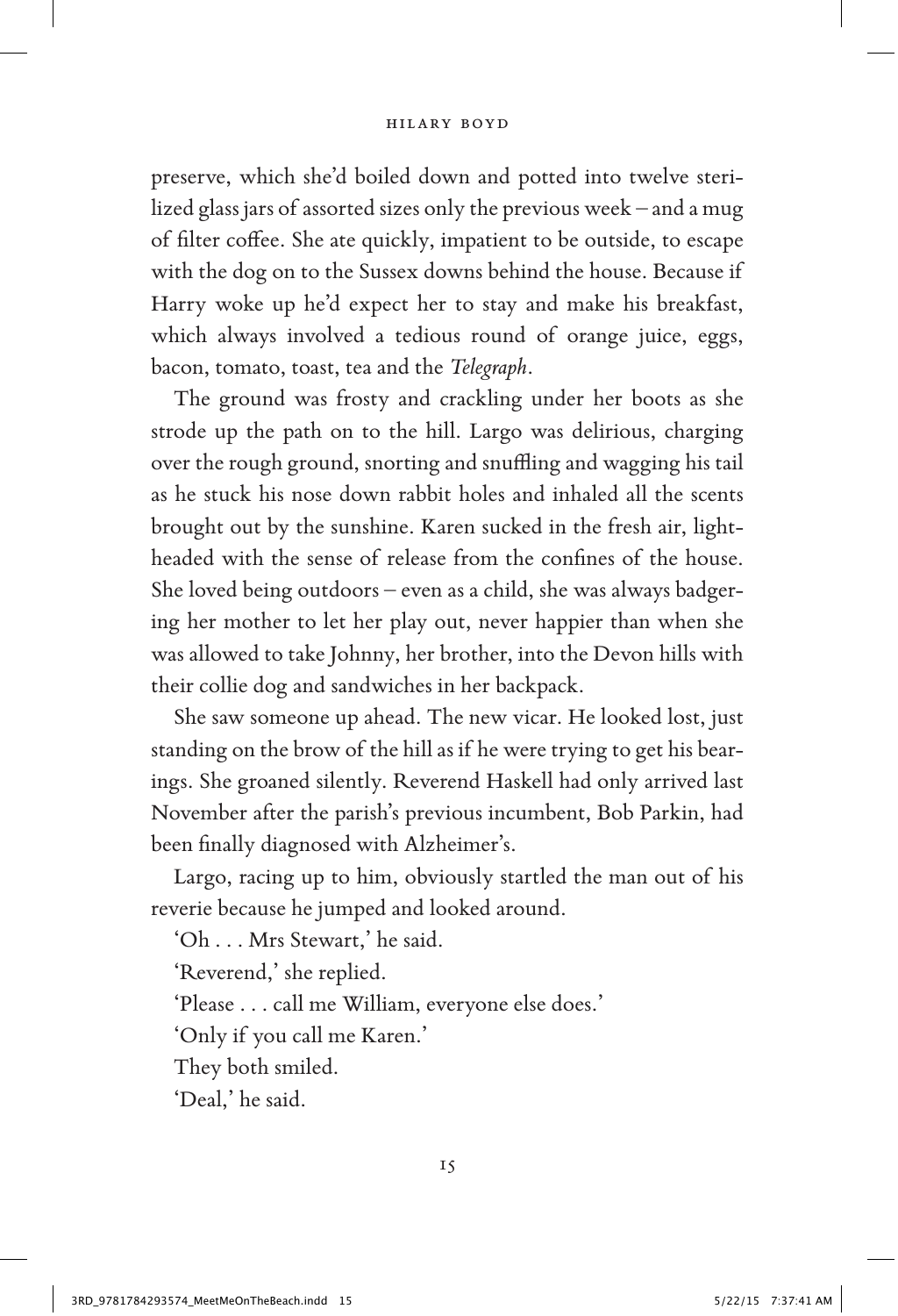preserve, which she'd boiled down and potted into twelve sterilized glass jars of assorted sizes only the previous week – and a mug of filter coffee. She ate quickly, impatient to be outside, to escape with the dog on to the Sussex downs behind the house. Because if Harry woke up he'd expect her to stay and make his breakfast, which always involved a tedious round of orange juice, eggs, bacon, tomato, toast, tea and the *Telegraph*.

The ground was frosty and crackling under her boots as she strode up the path on to the hill. Largo was delirious, charging over the rough ground, snorting and snuffling and wagging his tail as he stuck his nose down rabbit holes and inhaled all the scents brought out by the sunshine. Karen sucked in the fresh air, light-headed with the sense of release from the confines of the house. She loved being outdoors – even as a child, she was always badgering her mother to let her play out, never happier than when she was allowed to take Johnny, her brother, into the Devon hills with their collie dog and sandwiches in her backpack.

She saw someone up ahead. The new vicar. He looked lost, just standing on the brow of the hill as if he were trying to get his bearings. She groaned silently. Reverend Haskell had only arrived last November after the parish's previous incumbent, Bob Parkin, had been finally diagnosed with Alzheimer's.

Largo, racing up to him, obviously startled the man out of his reverie because he jumped and looked around.

'Oh . . . Mrs Stewart,' he said.

'Reverend,' she replied.

'Please . . . call me William, everyone else does.'

'Only if you call me Karen.'

They both smiled.

'Deal,' he said.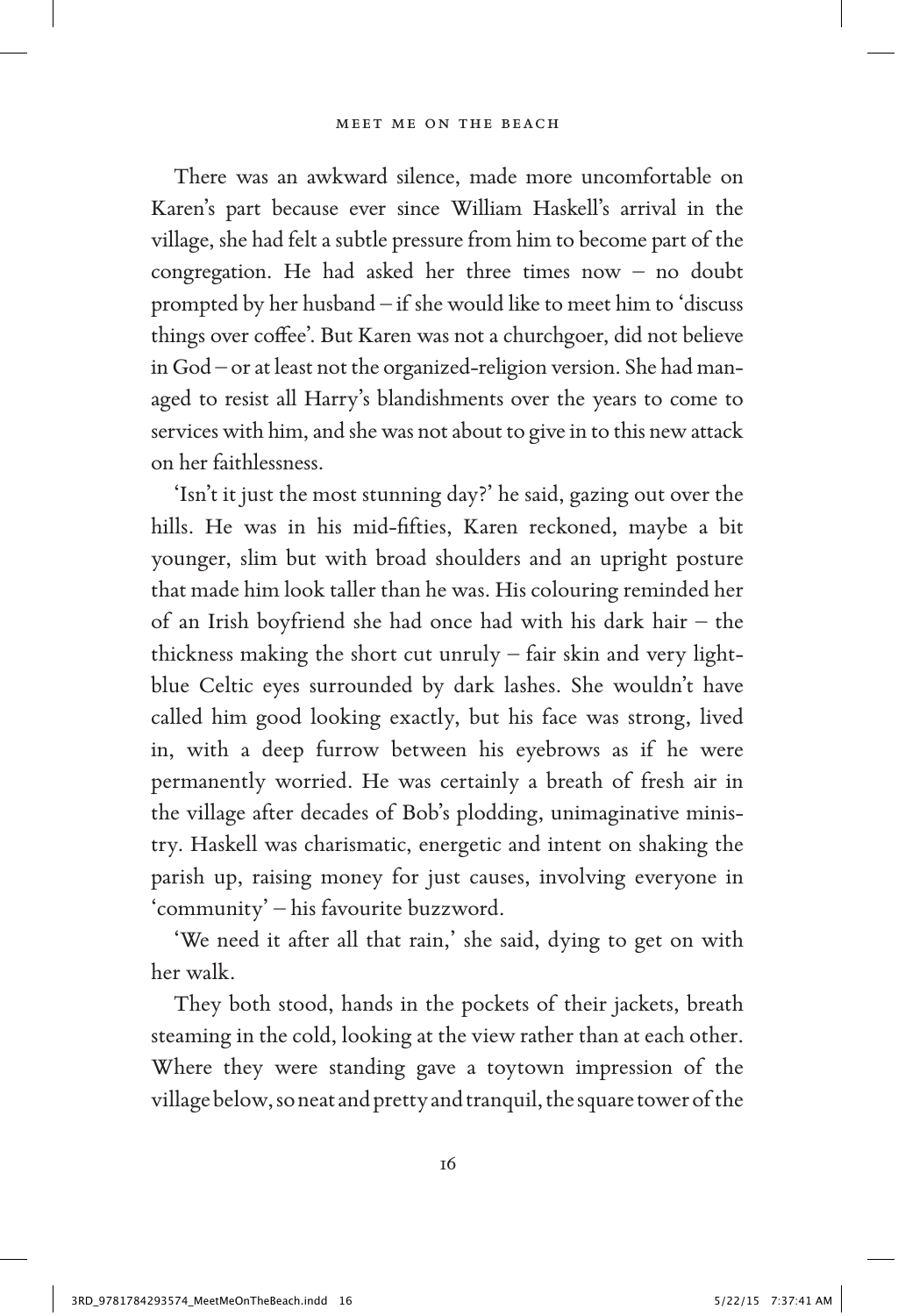There was an awkward silence, made more uncomfortable on Karen's part because ever since William Haskell's arrival in the village, she had felt a subtle pressure from him to become part of the congregation. He had asked her three times now – no doubt prompted by her husband – if she would like to meet him to 'discuss things over coffee'. But Karen was not a churchgoer, did not believe in God – or at least not the organized-religion version. She had managed to resist all Harry's blandishments over the years to come to services with him, and she was not about to give in to this new attack on her faithlessness.

'Isn't it just the most stunning day?' he said, gazing out over the hills. He was in his mid-fifties, Karen reckoned, maybe a bit younger, slim but with broad shoulders and an upright posture that made him look taller than he was. His colouring reminded her of an Irish boyfriend she had once had with his dark hair – the thickness making the short cut unruly – fair skin and very light-blue Celtic eyes surrounded by dark lashes. She wouldn't have called him good looking exactly, but his face was strong, lived in, with a deep furrow between his eyebrows as if he were permanently worried. He was certainly a breath of fresh air in the village after decades of Bob's plodding, unimaginative ministry. Haskell was charismatic, energetic and intent on shaking the parish up, raising money for just causes, involving everyone in 'community' – his favourite buzzword.

'We need it after all that rain,' she said, dying to get on with her walk.

They both stood, hands in the pockets of their jackets, breath steaming in the cold, looking at the view rather than at each other. Where they were standing gave a toytown impression of the village below, so neat and pretty and tranquil, the square tower of the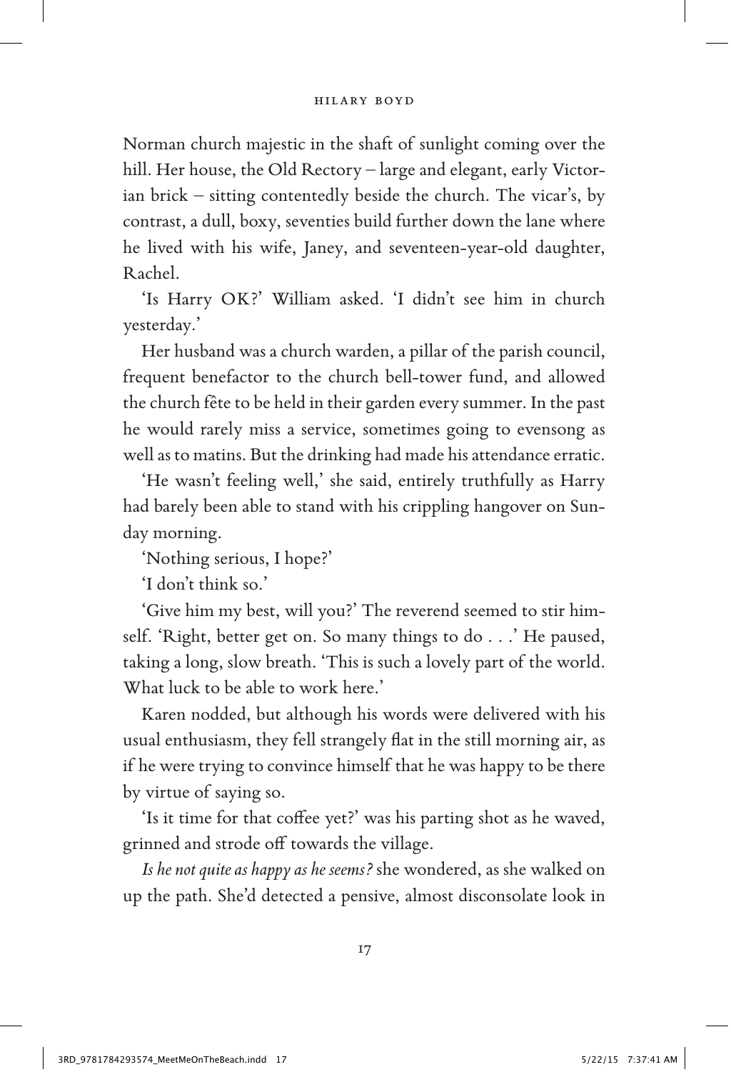Norman church majestic in the shaft of sunlight coming over the hill. Her house, the Old Rectory – large and elegant, early Victorian brick – sitting contentedly beside the church. The vicar's, by contrast, a dull, boxy, seventies build further down the lane where he lived with his wife, Janey, and seventeen-year-old daughter, Rachel.

'Is Harry OK?' William asked. 'I didn't see him in church yesterday.'

Her husband was a church warden, a pillar of the parish council, frequent benefactor to the church bell-tower fund, and allowed the church fête to be held in their garden every summer. In the past he would rarely miss a service, sometimes going to evensong as well as to matins. But the drinking had made his attendance erratic.

'He wasn't feeling well,' she said, entirely truthfully as Harry had barely been able to stand with his crippling hangover on Sunday morning.

'Nothing serious, I hope?'

'I don't think so.'

'Give him my best, will you?' The reverend seemed to stir himself. 'Right, better get on. So many things to do . . .' He paused, taking a long, slow breath. 'This is such a lovely part of the world. What luck to be able to work here.'

Karen nodded, but although his words were delivered with his usual enthusiasm, they fell strangely flat in the still morning air, as if he were trying to convince himself that he was happy to be there by virtue of saying so.

'Is it time for that coffee yet?' was his parting shot as he waved, grinned and strode off towards the village.

*Is he not quite as happy as he seems?* she wondered, as she walked on up the path. She'd detected a pensive, almost disconsolate look in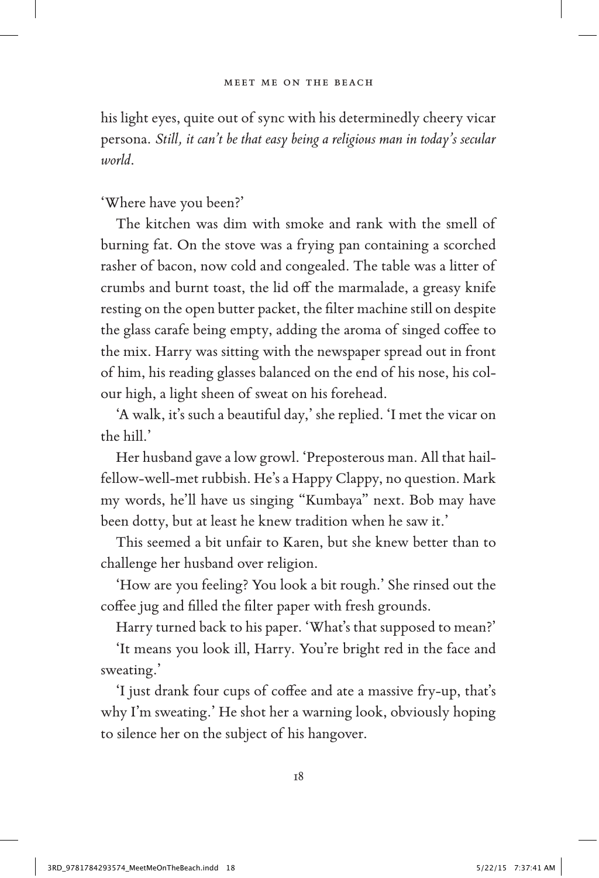his light eyes, quite out of sync with his determinedly cheery vicar persona. *Still, it can't be that easy being a religious man in today's secular world.*

'Where have you been?'

The kitchen was dim with smoke and rank with the smell of burning fat. On the stove was a frying pan containing a scorched rasher of bacon, now cold and congealed. The table was a litter of crumbs and burnt toast, the lid off the marmalade, a greasy knife resting on the open butter packet, the filter machine still on despite the glass carafe being empty, adding the aroma of singed coffee to the mix. Harry was sitting with the newspaper spread out in front of him, his reading glasses balanced on the end of his nose, his colour high, a light sheen of sweat on his forehead.

'A walk, it's such a beautiful day,' she replied. 'I met the vicar on the hill.'

Her husband gave a low growl. 'Preposterous man. All that hail-fellow-well-met rubbish. He's a Happy Clappy, no question. Mark my words, he'll have us singing "Kumbaya" next. Bob may have been dotty, but at least he knew tradition when he saw it.'

This seemed a bit unfair to Karen, but she knew better than to challenge her husband over religion.

'How are you feeling? You look a bit rough.' She rinsed out the coffee jug and filled the filter paper with fresh grounds.

Harry turned back to his paper. 'What's that supposed to mean?'

'It means you look ill, Harry. You're bright red in the face and sweating.'

'I just drank four cups of coffee and ate a massive fry-up, that's why I'm sweating.' He shot her a warning look, obviously hoping to silence her on the subject of his hangover.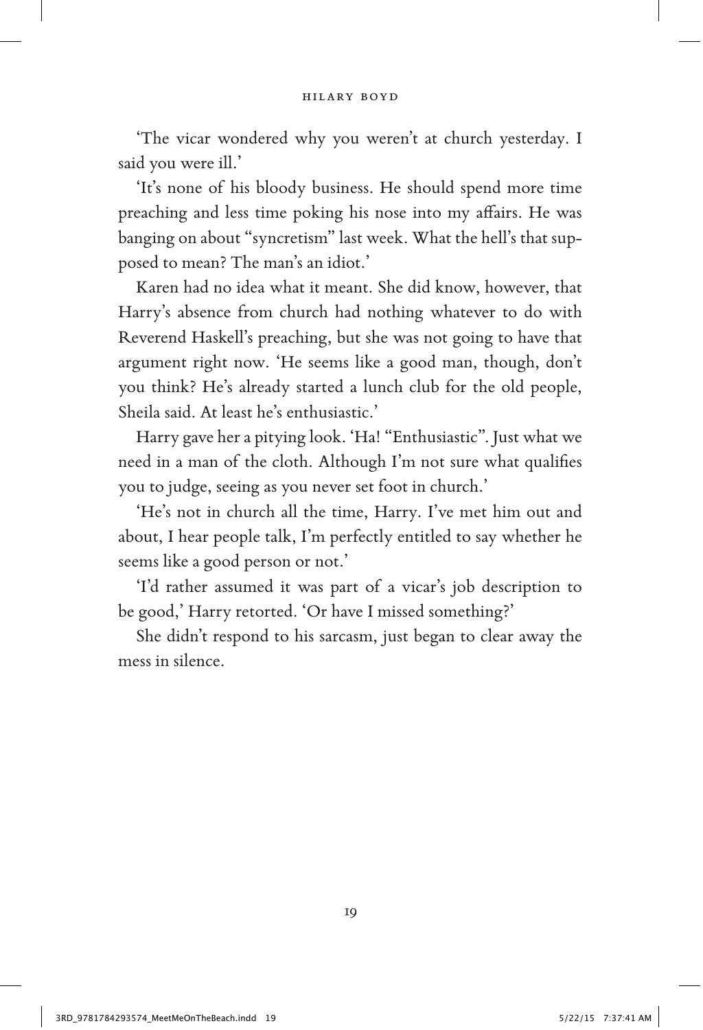'The vicar wondered why you weren't at church yesterday. I said you were ill.'

'It's none of his bloody business. He should spend more time preaching and less time poking his nose into my affairs. He was banging on about "syncretism" last week. What the hell's that supposed to mean? The man's an idiot.'

Karen had no idea what it meant. She did know, however, that Harry's absence from church had nothing whatever to do with Reverend Haskell's preaching, but she was not going to have that argument right now. 'He seems like a good man, though, don't you think? He's already started a lunch club for the old people, Sheila said. At least he's enthusiastic.'

Harry gave her a pitying look. 'Ha! "Enthusiastic". Just what we need in a man of the cloth. Although I'm not sure what qualifies you to judge, seeing as you never set foot in church.'

'He's not in church all the time, Harry. I've met him out and about, I hear people talk, I'm perfectly entitled to say whether he seems like a good person or not.'

'I'd rather assumed it was part of a vicar's job description to be good,' Harry retorted. 'Or have I missed something?'

She didn't respond to his sarcasm, just began to clear away the mess in silence.